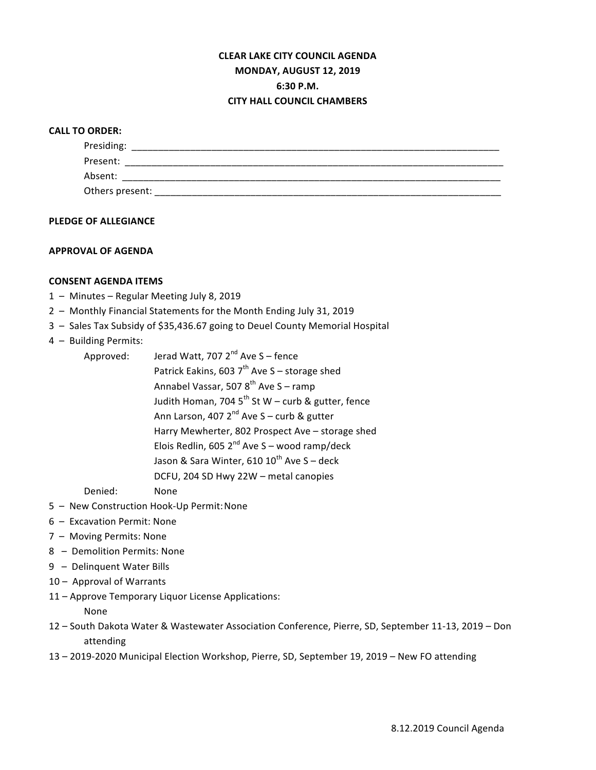**CLEAR LAKE CITY COUNCIL AGENDA**
**MONDAY, AUGUST 12, 2019**
**6:30 P.M.**
**CITY HALL COUNCIL CHAMBERS**

**CALL TO ORDER:**

Presiding: ___________________________________________________________________________

Present: ____________________________________________________________________________

Absent: _____________________________________________________________________________

Others present: ______________________________________________________________________

**PLEDGE OF ALLEGIANCE**

**APPROVAL OF AGENDA**

**CONSENT AGENDA ITEMS**

1 – Minutes – Regular Meeting July 8, 2019
2 – Monthly Financial Statements for the Month Ending July 31, 2019
3 – Sales Tax Subsidy of $35,436.67 going to Deuel County Memorial Hospital
4 – Building Permits:
   - Approved:
     - Jerad Watt, 707 2nd Ave S – fence
     - Patrick Eakins, 603 7th Ave S – storage shed
     - Annabel Vassar, 507 8th Ave S – ramp
     - Judith Homan, 704 5th St W – curb & gutter, fence
     - Ann Larson, 407 2nd Ave S – curb & gutter
     - Harry Mewherter, 802 Prospect Ave – storage shed
     - Elois Redlin, 605 2nd Ave S – wood ramp/deck
     - Jason & Sara Winter, 610 10th Ave S – deck
     - DCFU, 204 SD Hwy 22W – metal canopies
   - Denied: None

5 – New Construction Hook-Up Permit: None
6 – Excavation Permit: None
7 – Moving Permits: None
8 – Demolition Permits: None
9 – Delinquent Water Bills
10 – Approval of Warrants
11 – Approve Temporary Liquor License Applications:
   None
12 – South Dakota Water & Wastewater Association Conference, Pierre, SD, September 11-13, 2019 – Don attending
13 – 2019-2020 Municipal Election Workshop, Pierre, SD, September 19, 2019 – New FO attending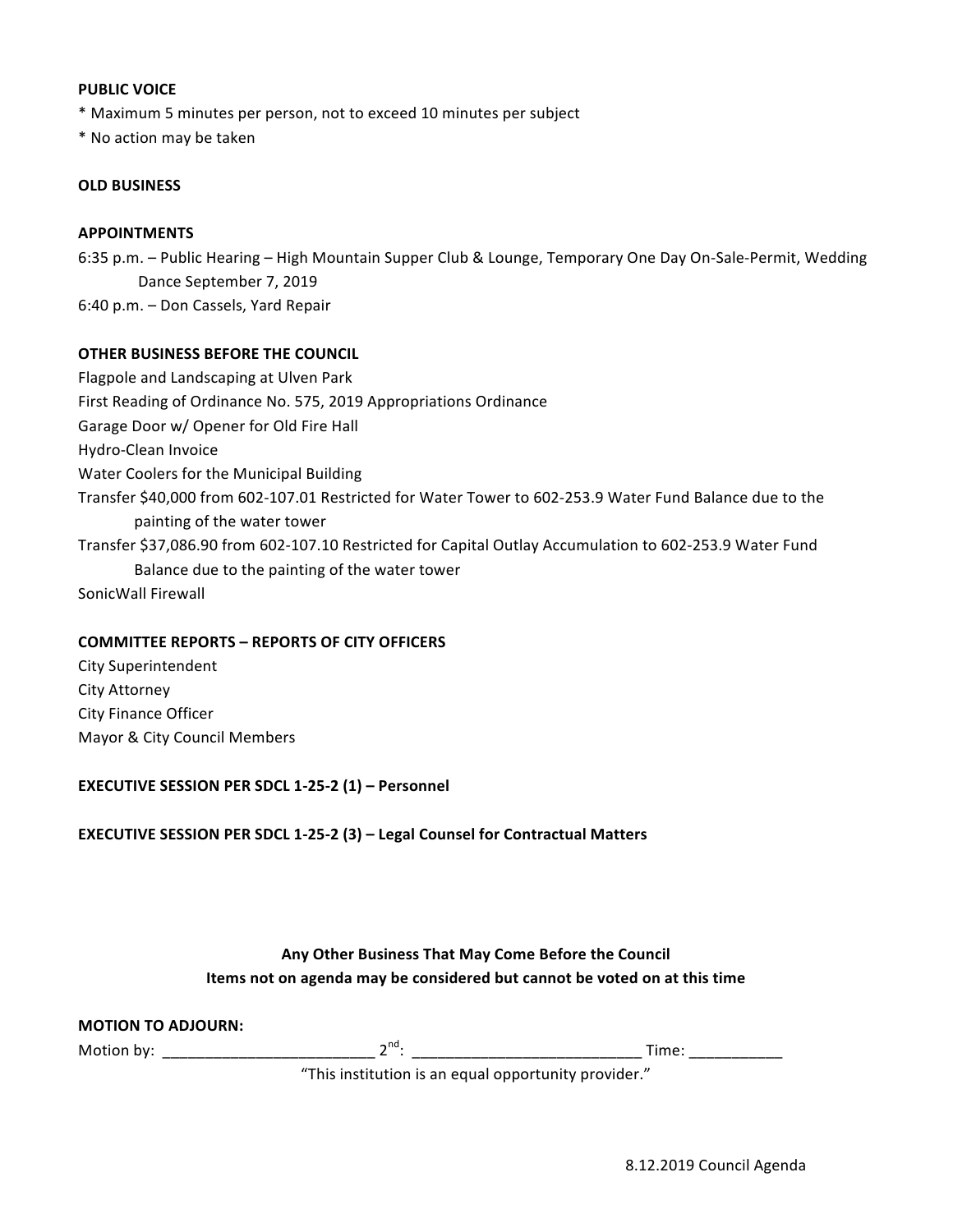**PUBLIC VOICE**

* Maximum 5 minutes per person, not to exceed 10 minutes per subject
* No action may be taken

**OLD BUSINESS**

**APPOINTMENTS**

6:35 p.m. – Public Hearing – High Mountain Supper Club & Lounge, Temporary One Day On-Sale-Permit, Wedding Dance September 7, 2019

6:40 p.m. – Don Cassels, Yard Repair

**OTHER BUSINESS BEFORE THE COUNCIL**

Flagpole and Landscaping at Ulven Park

First Reading of Ordinance No. 575, 2019 Appropriations Ordinance

Garage Door w/ Opener for Old Fire Hall

Hydro-Clean Invoice

Water Coolers for the Municipal Building

Transfer $40,000 from 602-107.01 Restricted for Water Tower to 602-253.9 Water Fund Balance due to the painting of the water tower

Transfer $37,086.90 from 602-107.10 Restricted for Capital Outlay Accumulation to 602-253.9 Water Fund Balance due to the painting of the water tower

SonicWall Firewall

**COMMITTEE REPORTS – REPORTS OF CITY OFFICERS**

City Superintendent

City Attorney

City Finance Officer

Mayor & City Council Members

**EXECUTIVE SESSION PER SDCL 1-25-2 (1) – Personnel**

**EXECUTIVE SESSION PER SDCL 1-25-2 (3) – Legal Counsel for Contractual Matters**

**Any Other Business That May Come Before the Council**
**Items not on agenda may be considered but cannot be voted on at this time**

**MOTION TO ADJOURN:**

Motion by: _________________________ 2nd: ___________________________ Time: ___________

"This institution is an equal opportunity provider."

8.12.2019 Council Agenda